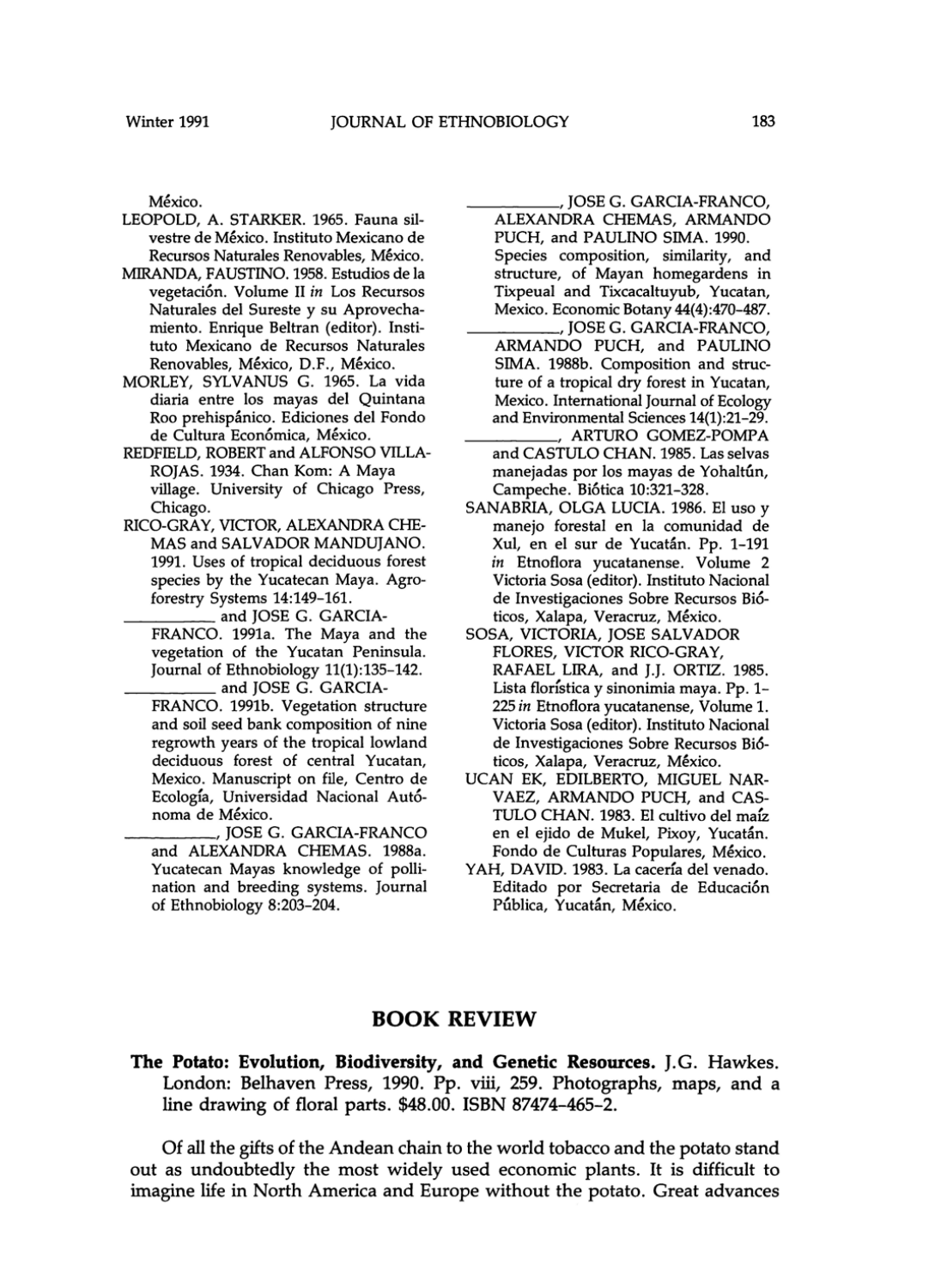México.

LEOPOLD, A. STARKER. 1965. Fauna silvestre de México. Instituto Mexicano de Recursos Naturales Renovables, México.

MIRANDA, FAUSTINO. 1958. Estudios de la vegetación. Volume II *in* Los Recursos Naturales del Sureste y su Aprovechamiento. Enrique Beltran (editor). Instituto Mexicano de Recursos Naturales Renovables, México, D.F., México.

MORLEY, SYLVANUS G. 1965. La vida diaria entre los mayas del Quintana Roo prehispánico. Ediciones del Fondo de Cultura Económica, México.

REDFIELD, ROBERT and ALFONSO VILLA-ROJAS. 1934. Chan Kom: A Maya village. University of Chicago Press, Chicago.

RICO-GRAY, VICTOR, ALEXANDRA CHEMAS and SALVADOR MANDUJANO. 1991. Uses of tropical deciduous forest species by the Yucatecan Maya. Agroforestry Systems 14:149–161.

__________ and JOSE G. GARCIA-FRANCO. 1991a. The Maya and the vegetation of the Yucatan Peninsula. Journal of Ethnobiology 11(1):135–142.

__________ and JOSE G. GARCIA-FRANCO. 1991b. Vegetation structure and soil seed bank composition of nine regrowth years of the tropical lowland deciduous forest of central Yucatan, Mexico. Manuscript on file, Centro de Ecología, Universidad Nacional Autónoma de México.

__________, JOSE G. GARCIA-FRANCO and ALEXANDRA CHEMAS. 1988a. Yucatecan Mayas knowledge of pollination and breeding systems. Journal of Ethnobiology 8:203–204.

__________, JOSE G. GARCIA-FRANCO, ALEXANDRA CHEMAS, ARMANDO PUCH, and PAULINO SIMA. 1990. Species composition, similarity, and structure, of Mayan homegardens in Tixpeual and Tixcacaltuyub, Yucatan, Mexico. Economic Botany 44(4):470–487.

__________, JOSE G. GARCIA-FRANCO, ARMANDO PUCH, and PAULINO SIMA. 1988b. Composition and structure of a tropical dry forest in Yucatan, Mexico. International Journal of Ecology and Environmental Sciences 14(1):21–29.

__________, ARTURO GOMEZ-POMPA and CASTULO CHAN. 1985. Las selvas manejadas por los mayas de Yohaltún, Campeche. Biótica 10:321–328.

SANABRIA, OLGA LUCIA. 1986. El uso y manejo forestal en la comunidad de Xul, en el sur de Yucatán. Pp. 1–191 *in* Etnoflora yucatanense. Volume 2 Victoria Sosa (editor). Instituto Nacional de Investigaciones Sobre Recursos Bióticos, Xalapa, Veracruz, México.

SOSA, VICTORIA, JOSE SALVADOR FLORES, VICTOR RICO-GRAY, RAFAEL LIRA, and J.J. ORTIZ. 1985. Lista florística y sinonimia maya. Pp. 1–225 *in* Etnoflora yucatanense, Volume 1. Victoria Sosa (editor). Instituto Nacional de Investigaciones Sobre Recursos Bióticos, Xalapa, Veracruz, México.

UCAN EK, EDILBERTO, MIGUEL NARVAEZ, ARMANDO PUCH, and CASTULO CHAN. 1983. El cultivo del maíz en el ejido de Mukel, Pixoy, Yucatán. Fondo de Culturas Populares, México.

YAH, DAVID. 1983. La cacería del venado. Editado por Secretaria de Educación Pública, Yucatán, México.

## BOOK REVIEW

**The Potato: Evolution, Biodiversity, and Genetic Resources.** J.G. Hawkes. London: Belhaven Press, 1990. Pp. viii, 259. Photographs, maps, and a line drawing of floral parts. $48.00. ISBN 87474-465-2.

Of all the gifts of the Andean chain to the world tobacco and the potato stand out as undoubtedly the most widely used economic plants. It is difficult to imagine life in North America and Europe without the potato. Great advances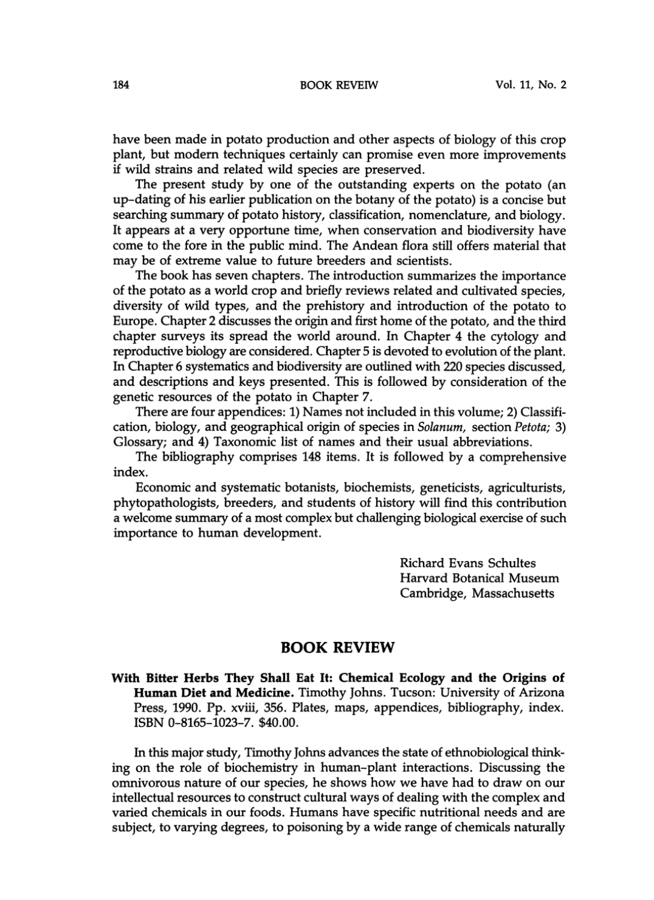have been made in potato production and other aspects of biology of this crop plant, but modern techniques certainly can promise even more improvements if wild strains and related wild species are preserved.

The present study by one of the outstanding experts on the potato (an up-dating of his earlier publication on the botany of the potato) is a concise but searching summary of potato history, classification, nomenclature, and biology. It appears at a very opportune time, when conservation and biodiversity have come to the fore in the public mind. The Andean flora still offers material that may be of extreme value to future breeders and scientists.

The book has seven chapters. The introduction summarizes the importance of the potato as a world crop and briefly reviews related and cultivated species, diversity of wild types, and the prehistory and introduction of the potato to Europe. Chapter 2 discusses the origin and first home of the potato, and the third chapter surveys its spread the world around. In Chapter 4 the cytology and reproductive biology are considered. Chapter 5 is devoted to evolution of the plant. In Chapter 6 systematics and biodiversity are outlined with 220 species discussed, and descriptions and keys presented. This is followed by consideration of the genetic resources of the potato in Chapter 7.

There are four appendices: 1) Names not included in this volume; 2) Classification, biology, and geographical origin of species in *Solanum,* section *Petota;* 3) Glossary; and 4) Taxonomic list of names and their usual abbreviations.

The bibliography comprises 148 items. It is followed by a comprehensive index.

Economic and systematic botanists, biochemists, geneticists, agriculturists, phytopathologists, breeders, and students of history will find this contribution a welcome summary of a most complex but challenging biological exercise of such importance to human development.

Richard Evans Schultes
Harvard Botanical Museum
Cambridge, Massachusetts

## BOOK REVIEW

**With Bitter Herbs They Shall Eat It: Chemical Ecology and the Origins of Human Diet and Medicine.** Timothy Johns. Tucson: University of Arizona Press, 1990. Pp. xviii, 356. Plates, maps, appendices, bibliography, index. ISBN 0-8165-1023-7. $40.00.

In this major study, Timothy Johns advances the state of ethnobiological thinking on the role of biochemistry in human-plant interactions. Discussing the omnivorous nature of our species, he shows how we have had to draw on our intellectual resources to construct cultural ways of dealing with the complex and varied chemicals in our foods. Humans have specific nutritional needs and are subject, to varying degrees, to poisoning by a wide range of chemicals naturally